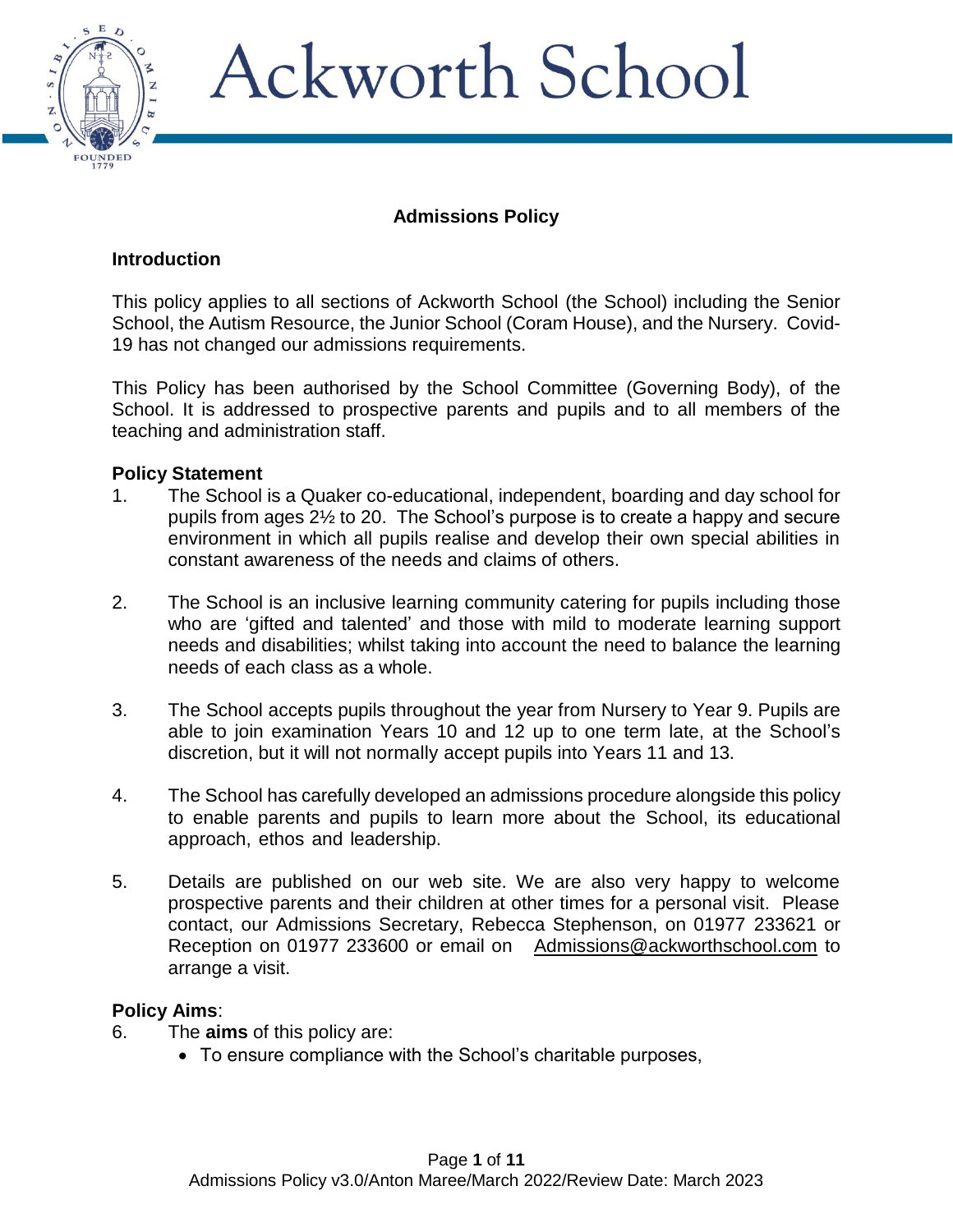# Ackworth School

## Admissions Policy

### Introduction

This policy applies to all sections of Ackworth School (the School) including the Senior School, the Autism Resource, the Junior School (Coram House), and the Nursery. Covid-19 has not changed our admissions requirements.

This Policy has been authorised by the School Committee (Governing Body), of the School. It is addressed to prospective parents and pupils and to all members of the teaching and administration staff.

### Policy Statement

1. The School is a Quaker co-educational, independent, boarding and day school for pupils from ages 2½ to 20. The School's purpose is to create a happy and secure environment in which all pupils realise and develop their own special abilities in constant awareness of the needs and claims of others.

2. The School is an inclusive learning community catering for pupils including those who are 'gifted and talented' and those with mild to moderate learning support needs and disabilities; whilst taking into account the need to balance the learning needs of each class as a whole.

3. The School accepts pupils throughout the year from Nursery to Year 9. Pupils are able to join examination Years 10 and 12 up to one term late, at the School's discretion, but it will not normally accept pupils into Years 11 and 13.

4. The School has carefully developed an admissions procedure alongside this policy to enable parents and pupils to learn more about the School, its educational approach, ethos and leadership.

5. Details are published on our web site. We are also very happy to welcome prospective parents and their children at other times for a personal visit. Please contact, our Admissions Secretary, Rebecca Stephenson, on 01977 233621 or Reception on 01977 233600 or email on Admissions@ackworthschool.com to arrange a visit.

### Policy Aims:

6. The **aims** of this policy are:
   - To ensure compliance with the School's charitable purposes,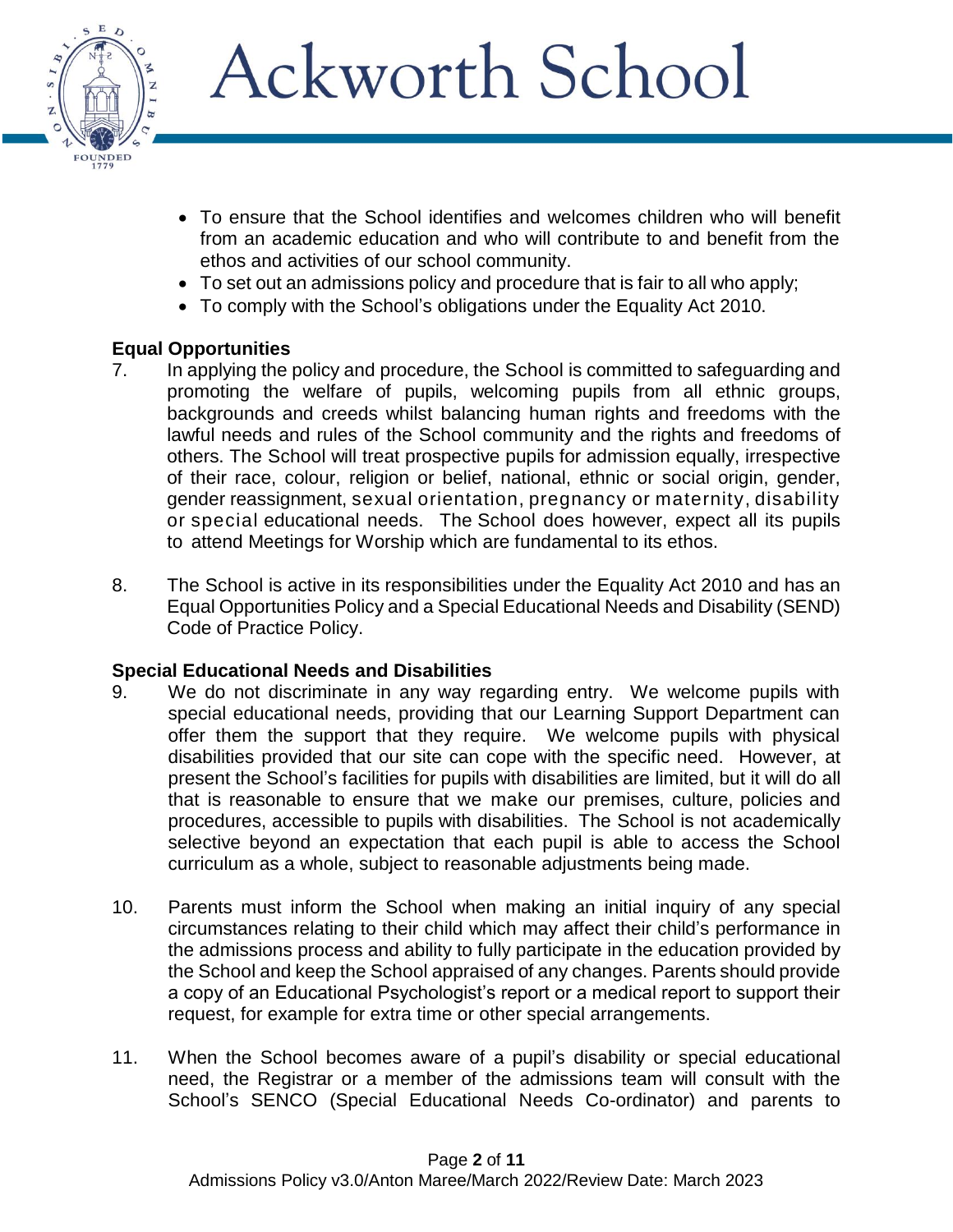- To ensure that the School identifies and welcomes children who will benefit from an academic education and who will contribute to and benefit from the ethos and activities of our school community.
- To set out an admissions policy and procedure that is fair to all who apply;
- To comply with the School's obligations under the Equality Act 2010.

**Equal Opportunities**

7. In applying the policy and procedure, the School is committed to safeguarding and promoting the welfare of pupils, welcoming pupils from all ethnic groups, backgrounds and creeds whilst balancing human rights and freedoms with the lawful needs and rules of the School community and the rights and freedoms of others. The School will treat prospective pupils for admission equally, irrespective of their race, colour, religion or belief, national, ethnic or social origin, gender, gender reassignment, sexual orientation, pregnancy or maternity, disability or special educational needs. The School does however, expect all its pupils to attend Meetings for Worship which are fundamental to its ethos.

8. The School is active in its responsibilities under the Equality Act 2010 and has an Equal Opportunities Policy and a Special Educational Needs and Disability (SEND) Code of Practice Policy.

**Special Educational Needs and Disabilities**

9. We do not discriminate in any way regarding entry. We welcome pupils with special educational needs, providing that our Learning Support Department can offer them the support that they require. We welcome pupils with physical disabilities provided that our site can cope with the specific need. However, at present the School's facilities for pupils with disabilities are limited, but it will do all that is reasonable to ensure that we make our premises, culture, policies and procedures, accessible to pupils with disabilities. The School is not academically selective beyond an expectation that each pupil is able to access the School curriculum as a whole, subject to reasonable adjustments being made.

10. Parents must inform the School when making an initial inquiry of any special circumstances relating to their child which may affect their child's performance in the admissions process and ability to fully participate in the education provided by the School and keep the School appraised of any changes. Parents should provide a copy of an Educational Psychologist's report or a medical report to support their request, for example for extra time or other special arrangements.

11. When the School becomes aware of a pupil's disability or special educational need, the Registrar or a member of the admissions team will consult with the School's SENCO (Special Educational Needs Co-ordinator) and parents to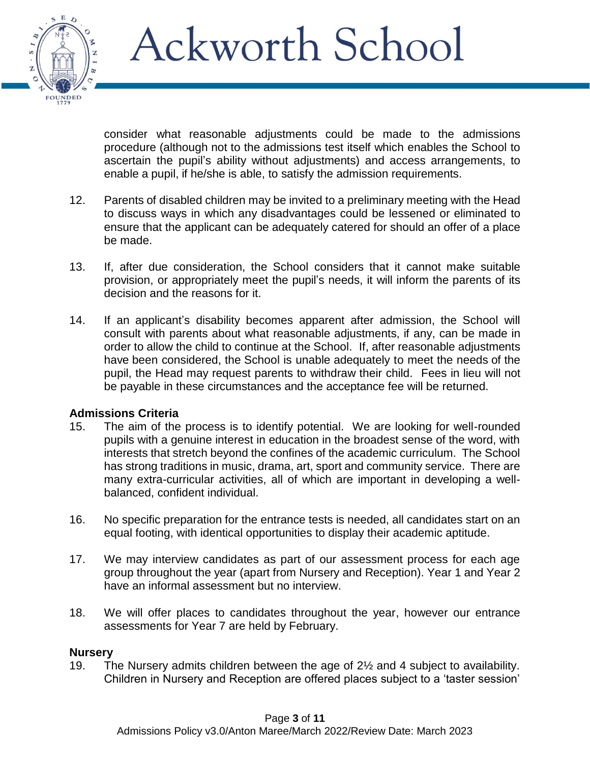consider what reasonable adjustments could be made to the admissions procedure (although not to the admissions test itself which enables the School to ascertain the pupil's ability without adjustments) and access arrangements, to enable a pupil, if he/she is able, to satisfy the admission requirements.

12. Parents of disabled children may be invited to a preliminary meeting with the Head to discuss ways in which any disadvantages could be lessened or eliminated to ensure that the applicant can be adequately catered for should an offer of a place be made.

13. If, after due consideration, the School considers that it cannot make suitable provision, or appropriately meet the pupil's needs, it will inform the parents of its decision and the reasons for it.

14. If an applicant's disability becomes apparent after admission, the School will consult with parents about what reasonable adjustments, if any, can be made in order to allow the child to continue at the School. If, after reasonable adjustments have been considered, the School is unable adequately to meet the needs of the pupil, the Head may request parents to withdraw their child. Fees in lieu will not be payable in these circumstances and the acceptance fee will be returned.

**Admissions Criteria**

15. The aim of the process is to identify potential. We are looking for well-rounded pupils with a genuine interest in education in the broadest sense of the word, with interests that stretch beyond the confines of the academic curriculum. The School has strong traditions in music, drama, art, sport and community service. There are many extra-curricular activities, all of which are important in developing a well-balanced, confident individual.

16. No specific preparation for the entrance tests is needed, all candidates start on an equal footing, with identical opportunities to display their academic aptitude.

17. We may interview candidates as part of our assessment process for each age group throughout the year (apart from Nursery and Reception). Year 1 and Year 2 have an informal assessment but no interview.

18. We will offer places to candidates throughout the year, however our entrance assessments for Year 7 are held by February.

**Nursery**

19. The Nursery admits children between the age of 2½ and 4 subject to availability. Children in Nursery and Reception are offered places subject to a 'taster session'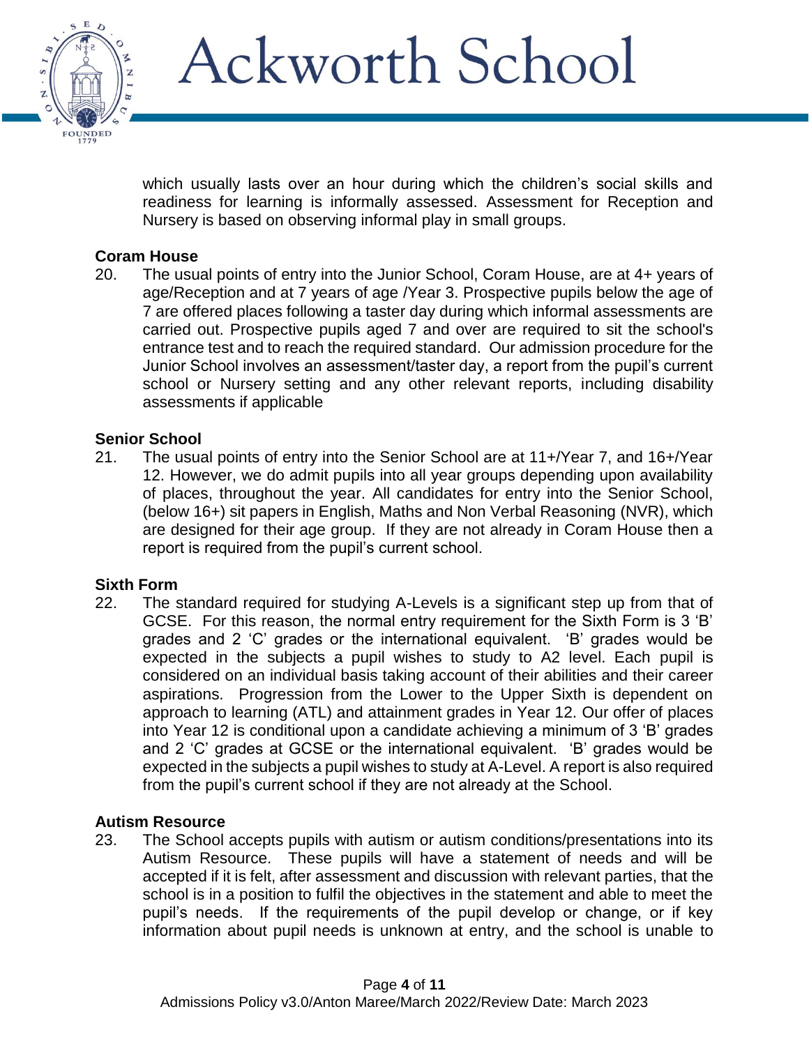which usually lasts over an hour during which the children's social skills and readiness for learning is informally assessed. Assessment for Reception and Nursery is based on observing informal play in small groups.

### Coram House

20. The usual points of entry into the Junior School, Coram House, are at 4+ years of age/Reception and at 7 years of age /Year 3. Prospective pupils below the age of 7 are offered places following a taster day during which informal assessments are carried out. Prospective pupils aged 7 and over are required to sit the school's entrance test and to reach the required standard. Our admission procedure for the Junior School involves an assessment/taster day, a report from the pupil's current school or Nursery setting and any other relevant reports, including disability assessments if applicable

### Senior School

21. The usual points of entry into the Senior School are at 11+/Year 7, and 16+/Year 12. However, we do admit pupils into all year groups depending upon availability of places, throughout the year. All candidates for entry into the Senior School, (below 16+) sit papers in English, Maths and Non Verbal Reasoning (NVR), which are designed for their age group. If they are not already in Coram House then a report is required from the pupil's current school.

### Sixth Form

22. The standard required for studying A-Levels is a significant step up from that of GCSE. For this reason, the normal entry requirement for the Sixth Form is 3 'B' grades and 2 'C' grades or the international equivalent. 'B' grades would be expected in the subjects a pupil wishes to study to A2 level. Each pupil is considered on an individual basis taking account of their abilities and their career aspirations. Progression from the Lower to the Upper Sixth is dependent on approach to learning (ATL) and attainment grades in Year 12. Our offer of places into Year 12 is conditional upon a candidate achieving a minimum of 3 'B' grades and 2 'C' grades at GCSE or the international equivalent. 'B' grades would be expected in the subjects a pupil wishes to study at A-Level. A report is also required from the pupil's current school if they are not already at the School.

### Autism Resource

23. The School accepts pupils with autism or autism conditions/presentations into its Autism Resource. These pupils will have a statement of needs and will be accepted if it is felt, after assessment and discussion with relevant parties, that the school is in a position to fulfil the objectives in the statement and able to meet the pupil's needs. If the requirements of the pupil develop or change, or if key information about pupil needs is unknown at entry, and the school is unable to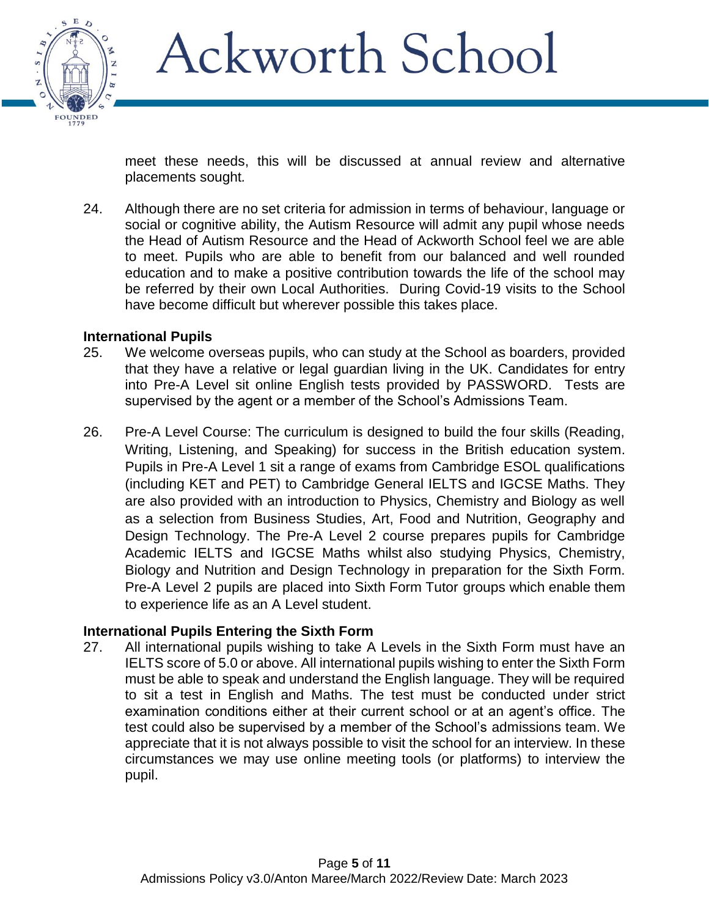meet these needs, this will be discussed at annual review and alternative placements sought.

24. Although there are no set criteria for admission in terms of behaviour, language or social or cognitive ability, the Autism Resource will admit any pupil whose needs the Head of Autism Resource and the Head of Ackworth School feel we are able to meet. Pupils who are able to benefit from our balanced and well rounded education and to make a positive contribution towards the life of the school may be referred by their own Local Authorities. During Covid-19 visits to the School have become difficult but wherever possible this takes place.

**International Pupils**

25. We welcome overseas pupils, who can study at the School as boarders, provided that they have a relative or legal guardian living in the UK. Candidates for entry into Pre-A Level sit online English tests provided by PASSWORD. Tests are supervised by the agent or a member of the School's Admissions Team.

26. Pre-A Level Course: The curriculum is designed to build the four skills (Reading, Writing, Listening, and Speaking) for success in the British education system. Pupils in Pre-A Level 1 sit a range of exams from Cambridge ESOL qualifications (including KET and PET) to Cambridge General IELTS and IGCSE Maths. They are also provided with an introduction to Physics, Chemistry and Biology as well as a selection from Business Studies, Art, Food and Nutrition, Geography and Design Technology. The Pre-A Level 2 course prepares pupils for Cambridge Academic IELTS and IGCSE Maths whilst also studying Physics, Chemistry, Biology and Nutrition and Design Technology in preparation for the Sixth Form. Pre-A Level 2 pupils are placed into Sixth Form Tutor groups which enable them to experience life as an A Level student.

**International Pupils Entering the Sixth Form**

27. All international pupils wishing to take A Levels in the Sixth Form must have an IELTS score of 5.0 or above. All international pupils wishing to enter the Sixth Form must be able to speak and understand the English language. They will be required to sit a test in English and Maths. The test must be conducted under strict examination conditions either at their current school or at an agent's office. The test could also be supervised by a member of the School's admissions team. We appreciate that it is not always possible to visit the school for an interview. In these circumstances we may use online meeting tools (or platforms) to interview the pupil.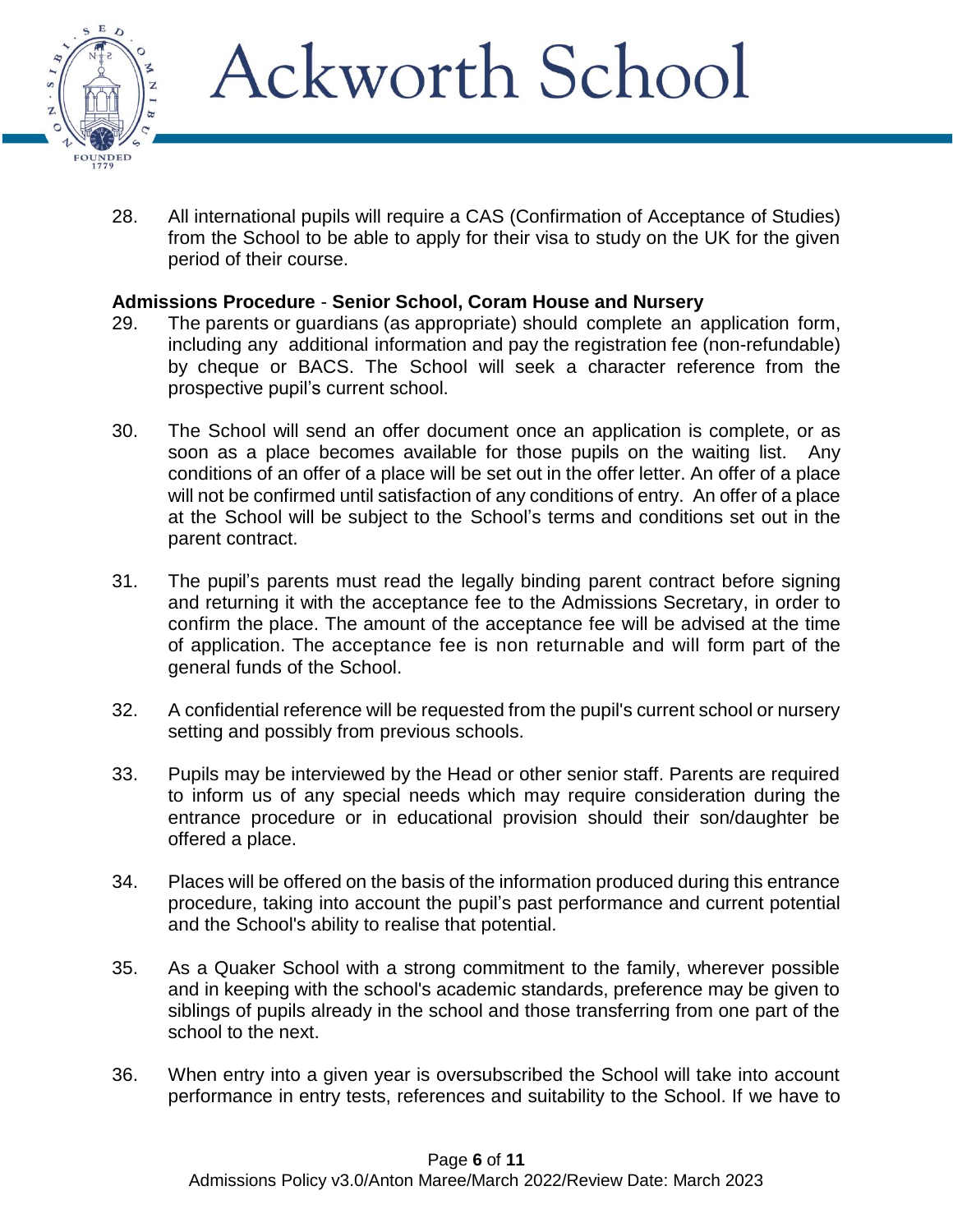28. All international pupils will require a CAS (Confirmation of Acceptance of Studies) from the School to be able to apply for their visa to study on the UK for the given period of their course.

**Admissions Procedure** - **Senior School, Coram House and Nursery**

29. The parents or guardians (as appropriate) should complete an application form, including any additional information and pay the registration fee (non-refundable) by cheque or BACS. The School will seek a character reference from the prospective pupil's current school.

30. The School will send an offer document once an application is complete, or as soon as a place becomes available for those pupils on the waiting list. Any conditions of an offer of a place will be set out in the offer letter. An offer of a place will not be confirmed until satisfaction of any conditions of entry. An offer of a place at the School will be subject to the School's terms and conditions set out in the parent contract.

31. The pupil's parents must read the legally binding parent contract before signing and returning it with the acceptance fee to the Admissions Secretary, in order to confirm the place. The amount of the acceptance fee will be advised at the time of application. The acceptance fee is non returnable and will form part of the general funds of the School.

32. A confidential reference will be requested from the pupil's current school or nursery setting and possibly from previous schools.

33. Pupils may be interviewed by the Head or other senior staff. Parents are required to inform us of any special needs which may require consideration during the entrance procedure or in educational provision should their son/daughter be offered a place.

34. Places will be offered on the basis of the information produced during this entrance procedure, taking into account the pupil's past performance and current potential and the School's ability to realise that potential.

35. As a Quaker School with a strong commitment to the family, wherever possible and in keeping with the school's academic standards, preference may be given to siblings of pupils already in the school and those transferring from one part of the school to the next.

36. When entry into a given year is oversubscribed the School will take into account performance in entry tests, references and suitability to the School. If we have to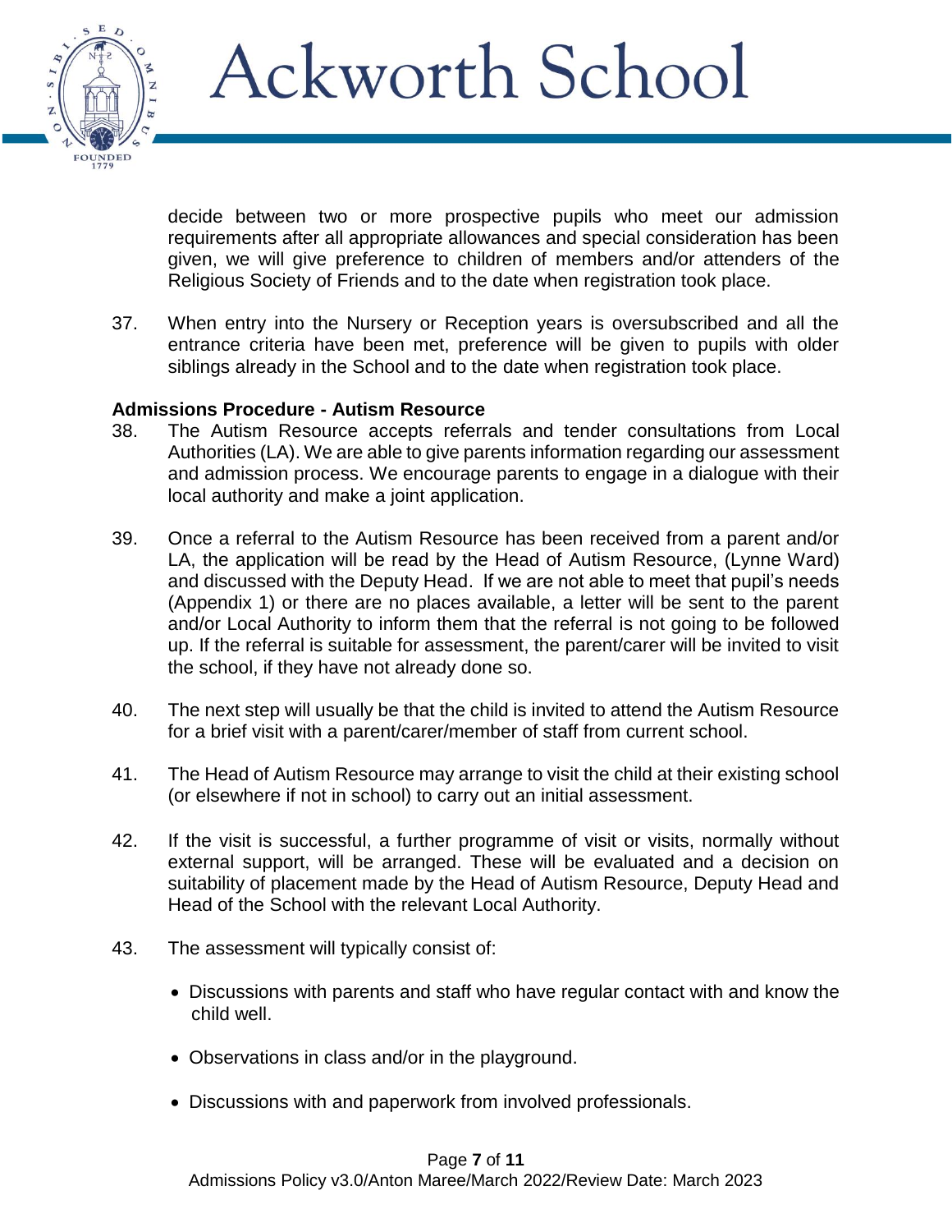decide between two or more prospective pupils who meet our admission requirements after all appropriate allowances and special consideration has been given, we will give preference to children of members and/or attenders of the Religious Society of Friends and to the date when registration took place.

37. When entry into the Nursery or Reception years is oversubscribed and all the entrance criteria have been met, preference will be given to pupils with older siblings already in the School and to the date when registration took place.

**Admissions Procedure - Autism Resource**

38. The Autism Resource accepts referrals and tender consultations from Local Authorities (LA). We are able to give parents information regarding our assessment and admission process. We encourage parents to engage in a dialogue with their local authority and make a joint application.

39. Once a referral to the Autism Resource has been received from a parent and/or LA, the application will be read by the Head of Autism Resource, (Lynne Ward) and discussed with the Deputy Head. If we are not able to meet that pupil's needs (Appendix 1) or there are no places available, a letter will be sent to the parent and/or Local Authority to inform them that the referral is not going to be followed up. If the referral is suitable for assessment, the parent/carer will be invited to visit the school, if they have not already done so.

40. The next step will usually be that the child is invited to attend the Autism Resource for a brief visit with a parent/carer/member of staff from current school.

41. The Head of Autism Resource may arrange to visit the child at their existing school (or elsewhere if not in school) to carry out an initial assessment.

42. If the visit is successful, a further programme of visit or visits, normally without external support, will be arranged. These will be evaluated and a decision on suitability of placement made by the Head of Autism Resource, Deputy Head and Head of the School with the relevant Local Authority.

43. The assessment will typically consist of:

- Discussions with parents and staff who have regular contact with and know the child well.
- Observations in class and/or in the playground.
- Discussions with and paperwork from involved professionals.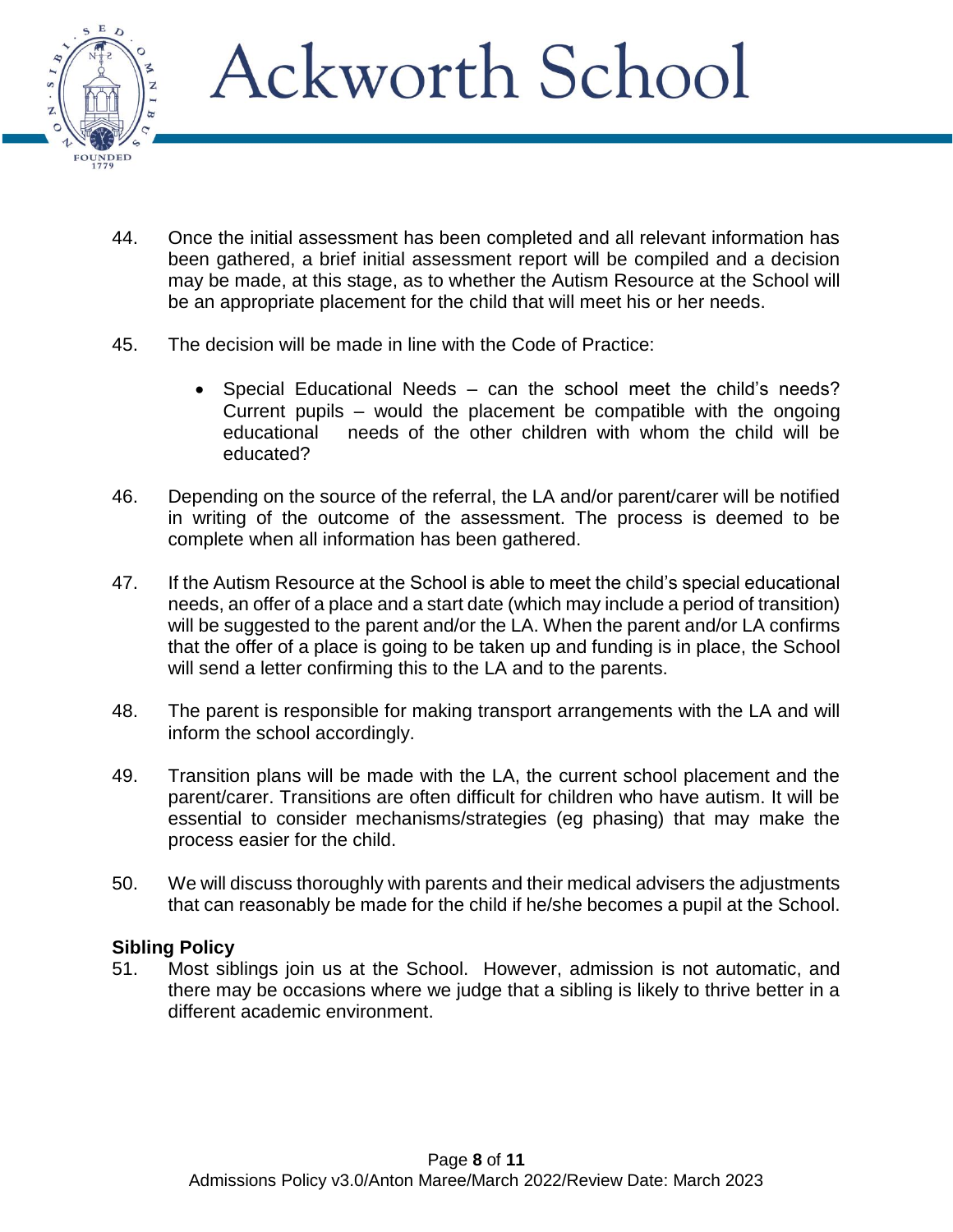44. Once the initial assessment has been completed and all relevant information has been gathered, a brief initial assessment report will be compiled and a decision may be made, at this stage, as to whether the Autism Resource at the School will be an appropriate placement for the child that will meet his or her needs.

45. The decision will be made in line with the Code of Practice:

    - Special Educational Needs – can the school meet the child's needs? Current pupils – would the placement be compatible with the ongoing educational needs of the other children with whom the child will be educated?

46. Depending on the source of the referral, the LA and/or parent/carer will be notified in writing of the outcome of the assessment. The process is deemed to be complete when all information has been gathered.

47. If the Autism Resource at the School is able to meet the child's special educational needs, an offer of a place and a start date (which may include a period of transition) will be suggested to the parent and/or the LA. When the parent and/or LA confirms that the offer of a place is going to be taken up and funding is in place, the School will send a letter confirming this to the LA and to the parents.

48. The parent is responsible for making transport arrangements with the LA and will inform the school accordingly.

49. Transition plans will be made with the LA, the current school placement and the parent/carer. Transitions are often difficult for children who have autism. It will be essential to consider mechanisms/strategies (eg phasing) that may make the process easier for the child.

50. We will discuss thoroughly with parents and their medical advisers the adjustments that can reasonably be made for the child if he/she becomes a pupil at the School.

**Sibling Policy**

51. Most siblings join us at the School. However, admission is not automatic, and there may be occasions where we judge that a sibling is likely to thrive better in a different academic environment.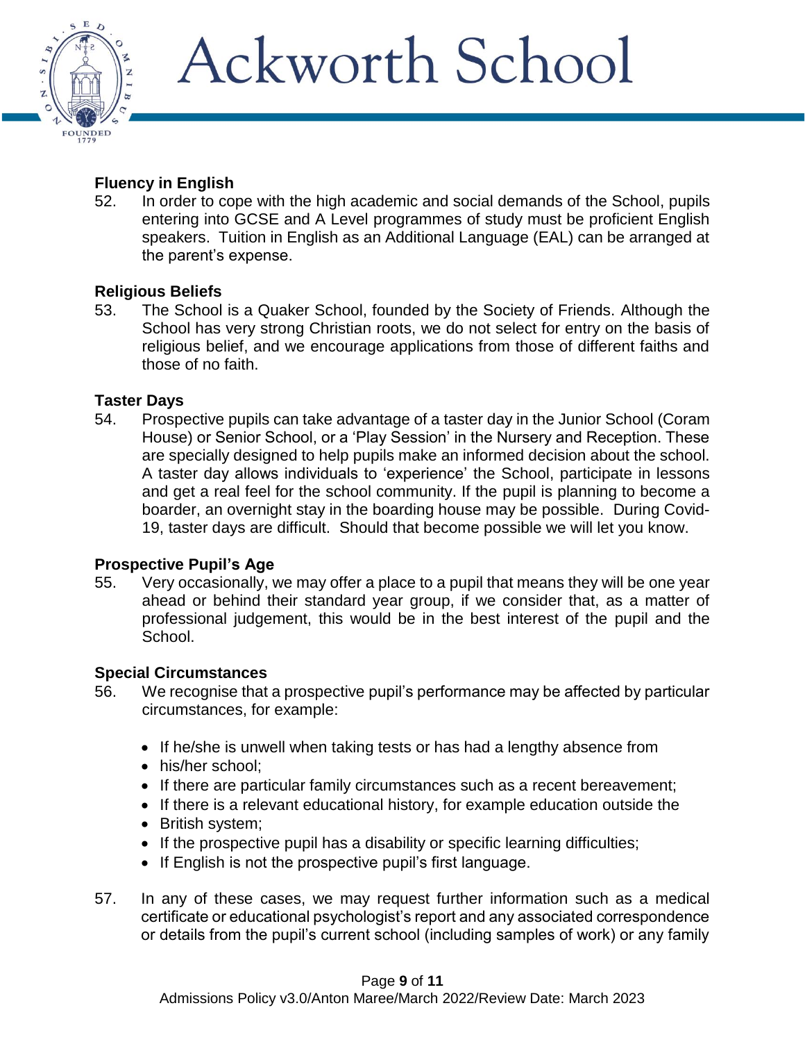### Fluency in English

52. In order to cope with the high academic and social demands of the School, pupils entering into GCSE and A Level programmes of study must be proficient English speakers. Tuition in English as an Additional Language (EAL) can be arranged at the parent's expense.

### Religious Beliefs

53. The School is a Quaker School, founded by the Society of Friends. Although the School has very strong Christian roots, we do not select for entry on the basis of religious belief, and we encourage applications from those of different faiths and those of no faith.

### Taster Days

54. Prospective pupils can take advantage of a taster day in the Junior School (Coram House) or Senior School, or a 'Play Session' in the Nursery and Reception. These are specially designed to help pupils make an informed decision about the school. A taster day allows individuals to 'experience' the School, participate in lessons and get a real feel for the school community. If the pupil is planning to become a boarder, an overnight stay in the boarding house may be possible. During Covid-19, taster days are difficult. Should that become possible we will let you know.

### Prospective Pupil's Age

55. Very occasionally, we may offer a place to a pupil that means they will be one year ahead or behind their standard year group, if we consider that, as a matter of professional judgement, this would be in the best interest of the pupil and the School.

### Special Circumstances

56. We recognise that a prospective pupil's performance may be affected by particular circumstances, for example:

    - If he/she is unwell when taking tests or has had a lengthy absence from
    - his/her school;
    - If there are particular family circumstances such as a recent bereavement;
    - If there is a relevant educational history, for example education outside the
    - British system;
    - If the prospective pupil has a disability or specific learning difficulties;
    - If English is not the prospective pupil's first language.

57. In any of these cases, we may request further information such as a medical certificate or educational psychologist's report and any associated correspondence or details from the pupil's current school (including samples of work) or any family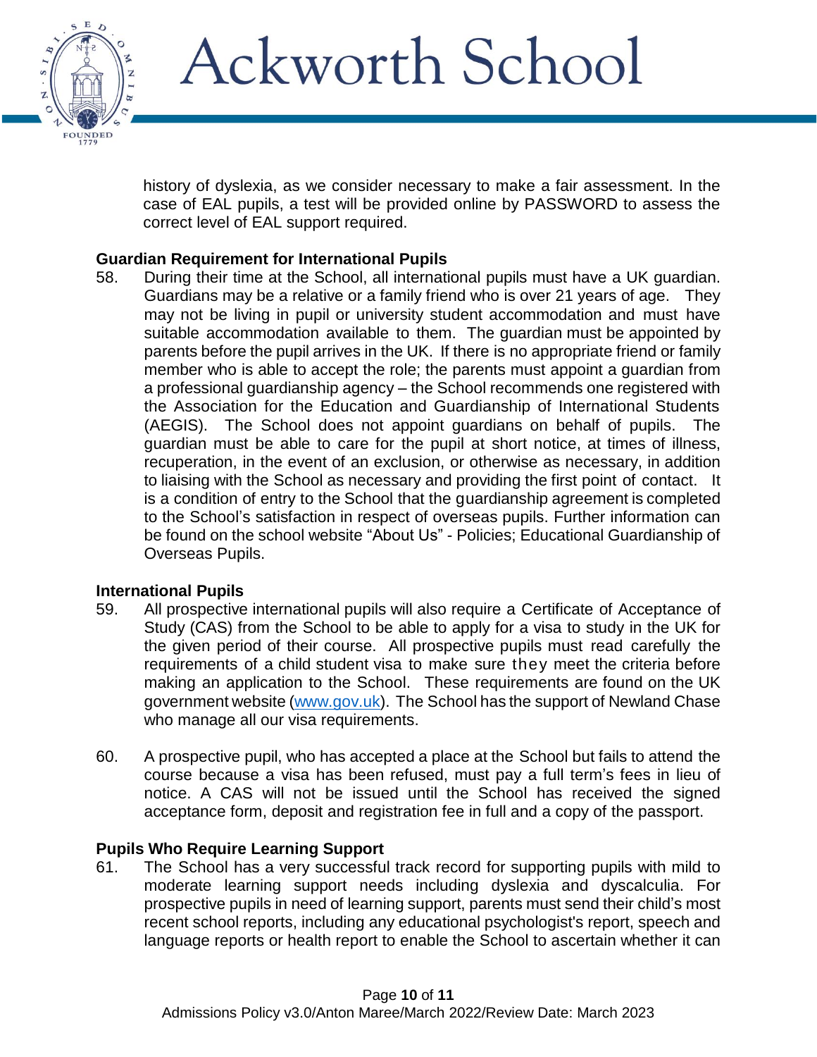history of dyslexia, as we consider necessary to make a fair assessment. In the case of EAL pupils, a test will be provided online by PASSWORD to assess the correct level of EAL support required.

### Guardian Requirement for International Pupils

58. During their time at the School, all international pupils must have a UK guardian. Guardians may be a relative or a family friend who is over 21 years of age. They may not be living in pupil or university student accommodation and must have suitable accommodation available to them. The guardian must be appointed by parents before the pupil arrives in the UK. If there is no appropriate friend or family member who is able to accept the role; the parents must appoint a guardian from a professional guardianship agency – the School recommends one registered with the Association for the Education and Guardianship of International Students (AEGIS). The School does not appoint guardians on behalf of pupils. The guardian must be able to care for the pupil at short notice, at times of illness, recuperation, in the event of an exclusion, or otherwise as necessary, in addition to liaising with the School as necessary and providing the first point of contact. It is a condition of entry to the School that the guardianship agreement is completed to the School's satisfaction in respect of overseas pupils. Further information can be found on the school website "About Us" - Policies; Educational Guardianship of Overseas Pupils.

### International Pupils

59. All prospective international pupils will also require a Certificate of Acceptance of Study (CAS) from the School to be able to apply for a visa to study in the UK for the given period of their course. All prospective pupils must read carefully the requirements of a child student visa to make sure they meet the criteria before making an application to the School. These requirements are found on the UK government website (www.gov.uk). The School has the support of Newland Chase who manage all our visa requirements.

60. A prospective pupil, who has accepted a place at the School but fails to attend the course because a visa has been refused, must pay a full term's fees in lieu of notice. A CAS will not be issued until the School has received the signed acceptance form, deposit and registration fee in full and a copy of the passport.

### Pupils Who Require Learning Support

61. The School has a very successful track record for supporting pupils with mild to moderate learning support needs including dyslexia and dyscalculia. For prospective pupils in need of learning support, parents must send their child's most recent school reports, including any educational psychologist's report, speech and language reports or health report to enable the School to ascertain whether it can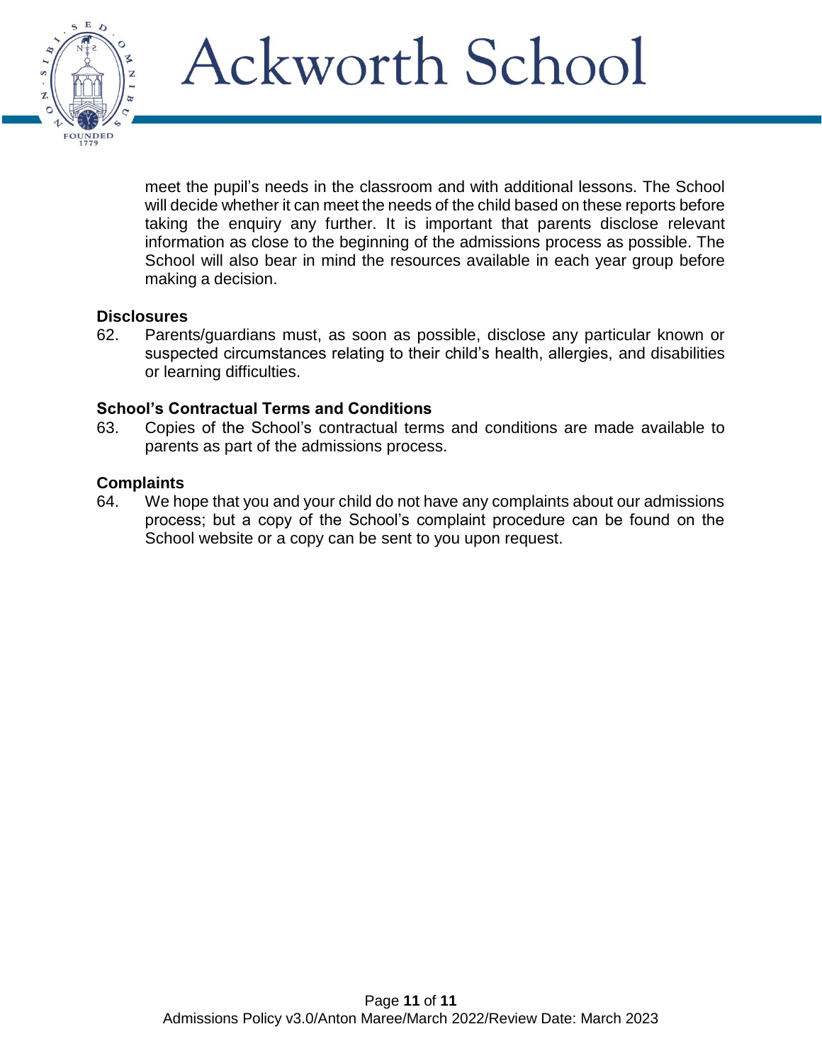meet the pupil's needs in the classroom and with additional lessons. The School will decide whether it can meet the needs of the child based on these reports before taking the enquiry any further. It is important that parents disclose relevant information as close to the beginning of the admissions process as possible. The School will also bear in mind the resources available in each year group before making a decision.

### Disclosures

62. Parents/guardians must, as soon as possible, disclose any particular known or suspected circumstances relating to their child's health, allergies, and disabilities or learning difficulties.

### School's Contractual Terms and Conditions

63. Copies of the School's contractual terms and conditions are made available to parents as part of the admissions process.

### Complaints

64. We hope that you and your child do not have any complaints about our admissions process; but a copy of the School's complaint procedure can be found on the School website or a copy can be sent to you upon request.